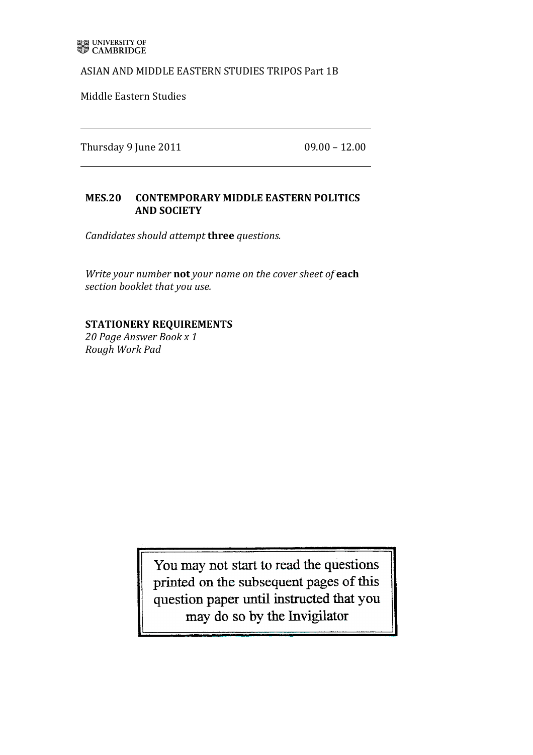UNIVERSITY OF CAMBRIDGE

ASIAN AND MIDDLE EASTERN STUDIES TRIPOS Part 1B

Middle Eastern Studies

---

Thursday 9 June 2011 09.00 – 12.00

---

**MES.20 CONTEMPORARY MIDDLE EASTERN POLITICS AND SOCIETY**

*Candidates should attempt* **three** *questions.*

*Write your number* **not** *your name on the cover sheet of* **each** *section booklet that you use.*

**STATIONERY REQUIREMENTS**
*20 Page Answer Book x 1*
*Rough Work Pad*

You may not start to read the questions printed on the subsequent pages of this question paper until instructed that you may do so by the Invigilator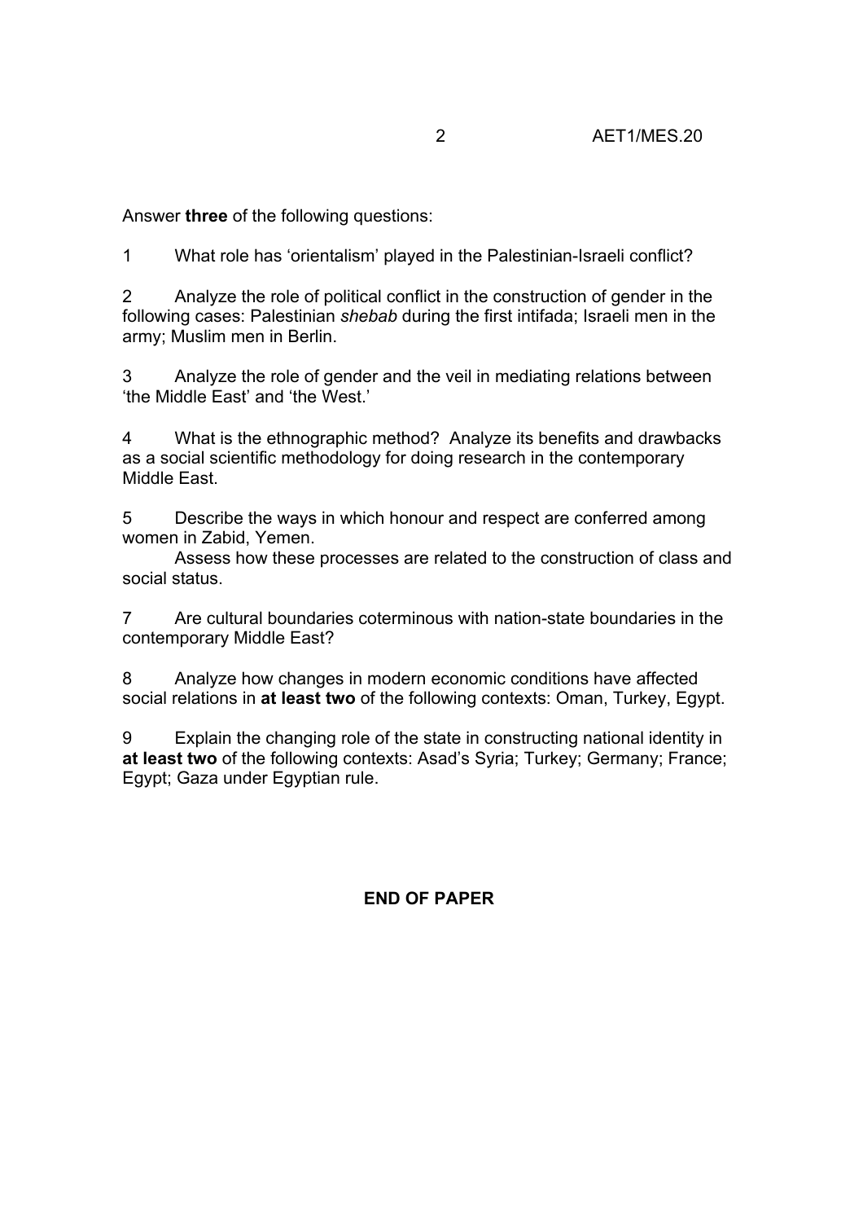Answer **three** of the following questions:

1 What role has 'orientalism' played in the Palestinian-Israeli conflict?

2 Analyze the role of political conflict in the construction of gender in the following cases: Palestinian *shebab* during the first intifada; Israeli men in the army; Muslim men in Berlin.

3 Analyze the role of gender and the veil in mediating relations between 'the Middle East' and 'the West.'

4 What is the ethnographic method? Analyze its benefits and drawbacks as a social scientific methodology for doing research in the contemporary Middle East.

5 Describe the ways in which honour and respect are conferred among women in Zabid, Yemen.

Assess how these processes are related to the construction of class and social status.

7 Are cultural boundaries coterminous with nation-state boundaries in the contemporary Middle East?

8 Analyze how changes in modern economic conditions have affected social relations in **at least two** of the following contexts: Oman, Turkey, Egypt.

9 Explain the changing role of the state in constructing national identity in **at least two** of the following contexts: Asad's Syria; Turkey; Germany; France; Egypt; Gaza under Egyptian rule.

**END OF PAPER**